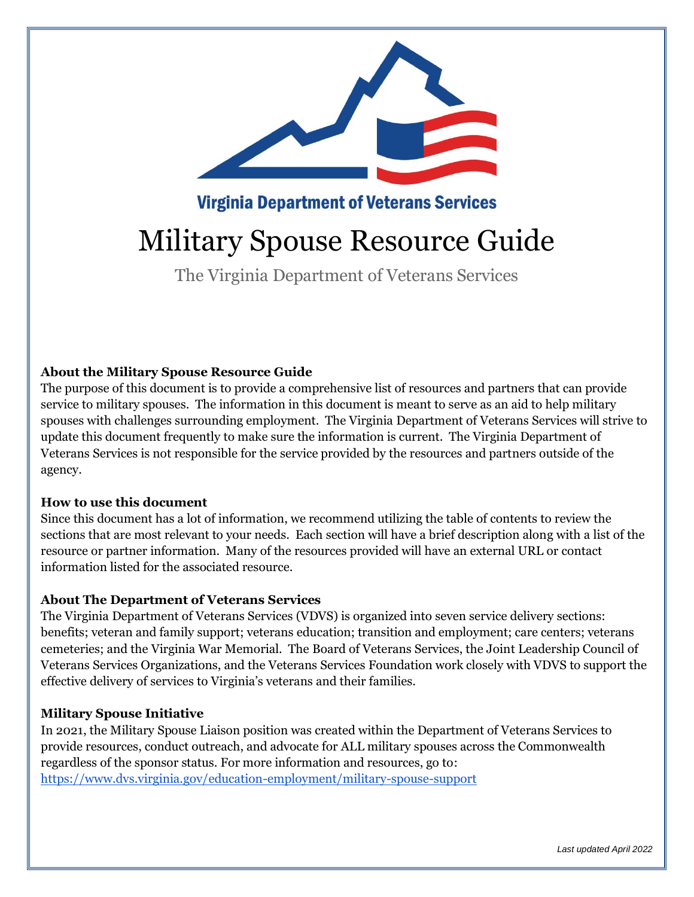Virginia Department of Veterans Services

# Military Spouse Resource Guide

The Virginia Department of Veterans Services

**About the Military Spouse Resource Guide**

The purpose of this document is to provide a comprehensive list of resources and partners that can provide service to military spouses. The information in this document is meant to serve as an aid to help military spouses with challenges surrounding employment. The Virginia Department of Veterans Services will strive to update this document frequently to make sure the information is current. The Virginia Department of Veterans Services is not responsible for the service provided by the resources and partners outside of the agency.

**How to use this document**

Since this document has a lot of information, we recommend utilizing the table of contents to review the sections that are most relevant to your needs. Each section will have a brief description along with a list of the resource or partner information. Many of the resources provided will have an external URL or contact information listed for the associated resource.

**About The Department of Veterans Services**

The Virginia Department of Veterans Services (VDVS) is organized into seven service delivery sections: benefits; veteran and family support; veterans education; transition and employment; care centers; veterans cemeteries; and the Virginia War Memorial. The Board of Veterans Services, the Joint Leadership Council of Veterans Services Organizations, and the Veterans Services Foundation work closely with VDVS to support the effective delivery of services to Virginia's veterans and their families.

**Military Spouse Initiative**

In 2021, the Military Spouse Liaison position was created within the Department of Veterans Services to provide resources, conduct outreach, and advocate for ALL military spouses across the Commonwealth regardless of the sponsor status. For more information and resources, go to: https://www.dvs.virginia.gov/education-employment/military-spouse-support

*Last updated April 2022*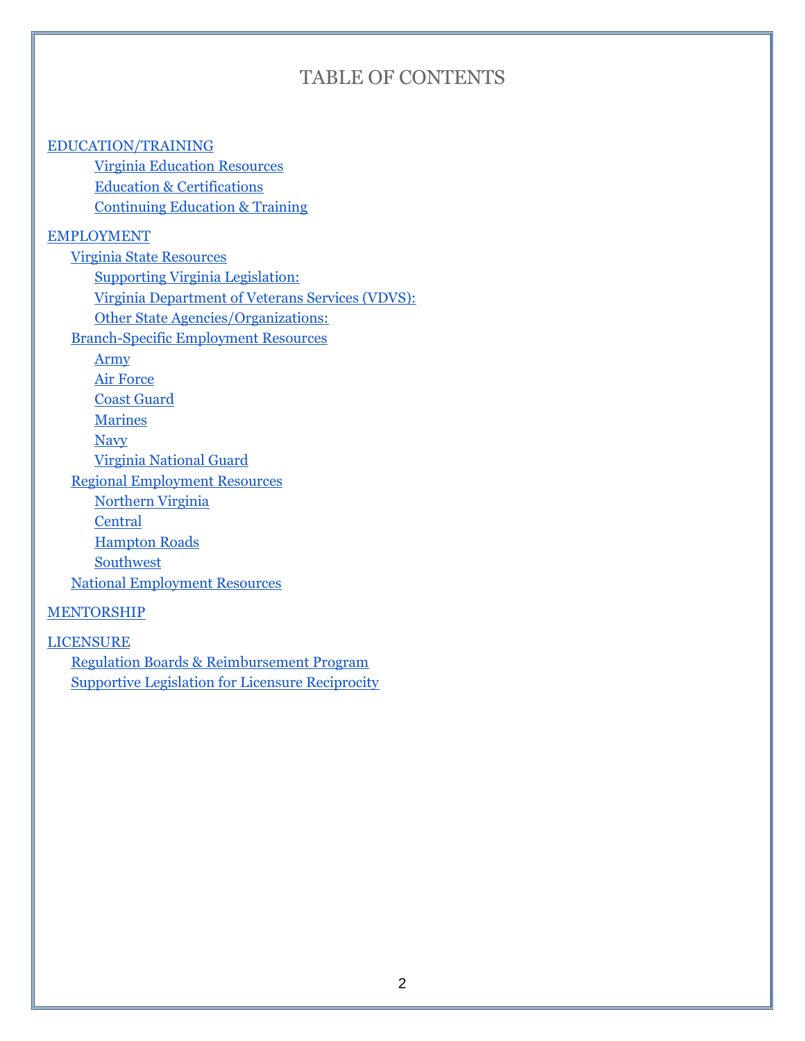# TABLE OF CONTENTS

- EDUCATION/TRAINING
    - Virginia Education Resources
    - Education & Certifications
    - Continuing Education & Training
- EMPLOYMENT
    - Virginia State Resources
        - Supporting Virginia Legislation:
        - Virginia Department of Veterans Services (VDVS):
        - Other State Agencies/Organizations:
    - Branch-Specific Employment Resources
        - Army
        - Air Force
        - Coast Guard
        - Marines
        - Navy
        - Virginia National Guard
    - Regional Employment Resources
        - Northern Virginia
        - Central
        - Hampton Roads
        - Southwest
    - National Employment Resources
- MENTORSHIP
- LICENSURE
    - Regulation Boards & Reimbursement Program
    - Supportive Legislation for Licensure Reciprocity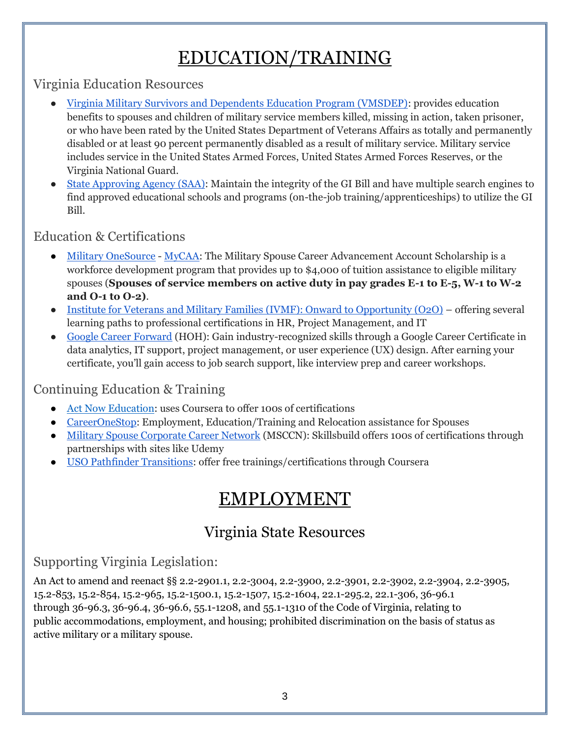# EDUCATION/TRAINING

## Virginia Education Resources

- Virginia Military Survivors and Dependents Education Program (VMSDEP): provides education benefits to spouses and children of military service members killed, missing in action, taken prisoner, or who have been rated by the United States Department of Veterans Affairs as totally and permanently disabled or at least 90 percent permanently disabled as a result of military service. Military service includes service in the United States Armed Forces, United States Armed Forces Reserves, or the Virginia National Guard.
- State Approving Agency (SAA): Maintain the integrity of the GI Bill and have multiple search engines to find approved educational schools and programs (on-the-job training/apprenticeships) to utilize the GI Bill.

## Education & Certifications

- Military OneSource - MyCAA: The Military Spouse Career Advancement Account Scholarship is a workforce development program that provides up to $4,000 of tuition assistance to eligible military spouses (**Spouses of service members on active duty in pay grades E-1 to E-5, W-1 to W-2 and O-1 to O-2)**.
- Institute for Veterans and Military Families (IVMF): Onward to Opportunity (O2O) – offering several learning paths to professional certifications in HR, Project Management, and IT
- Google Career Forward (HOH): Gain industry-recognized skills through a Google Career Certificate in data analytics, IT support, project management, or user experience (UX) design. After earning your certificate, you'll gain access to job search support, like interview prep and career workshops.

## Continuing Education & Training

- Act Now Education: uses Coursera to offer 100s of certifications
- CareerOneStop: Employment, Education/Training and Relocation assistance for Spouses
- Military Spouse Corporate Career Network (MSCCN): Skillsbuild offers 100s of certifications through partnerships with sites like Udemy
- USO Pathfinder Transitions: offer free trainings/certifications through Coursera

# EMPLOYMENT

## Virginia State Resources

### Supporting Virginia Legislation:

An Act to amend and reenact §§ 2.2-2901.1, 2.2-3004, 2.2-3900, 2.2-3901, 2.2-3902, 2.2-3904, 2.2-3905, 15.2-853, 15.2-854, 15.2-965, 15.2-1500.1, 15.2-1507, 15.2-1604, 22.1-295.2, 22.1-306, 36-96.1 through 36-96.3, 36-96.4, 36-96.6, 55.1-1208, and 55.1-1310 of the Code of Virginia, relating to public accommodations, employment, and housing; prohibited discrimination on the basis of status as active military or a military spouse.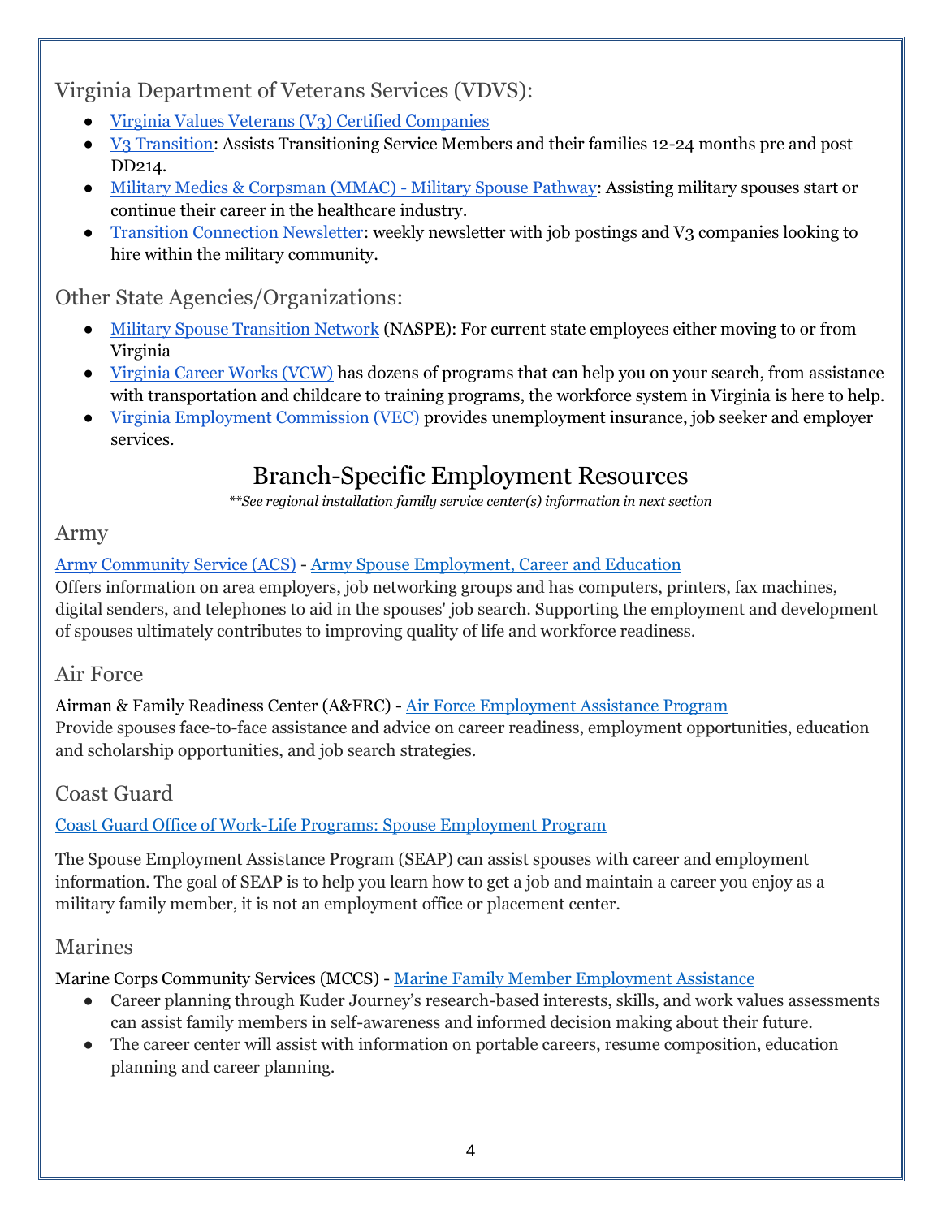### Virginia Department of Veterans Services (VDVS):

- Virginia Values Veterans (V3) Certified Companies
- V3 Transition: Assists Transitioning Service Members and their families 12-24 months pre and post DD214.
- Military Medics & Corpsman (MMAC) - Military Spouse Pathway: Assisting military spouses start or continue their career in the healthcare industry.
- Transition Connection Newsletter: weekly newsletter with job postings and V3 companies looking to hire within the military community.

### Other State Agencies/Organizations:

- Military Spouse Transition Network (NASPE): For current state employees either moving to or from Virginia
- Virginia Career Works (VCW) has dozens of programs that can help you on your search, from assistance with transportation and childcare to training programs, the workforce system in Virginia is here to help.
- Virginia Employment Commission (VEC) provides unemployment insurance, job seeker and employer services.

## Branch-Specific Employment Resources

*\*\*See regional installation family service center(s) information in next section*

### Army

Army Community Service (ACS) - Army Spouse Employment, Career and Education

Offers information on area employers, job networking groups and has computers, printers, fax machines, digital senders, and telephones to aid in the spouses' job search. Supporting the employment and development of spouses ultimately contributes to improving quality of life and workforce readiness.

### Air Force

Airman & Family Readiness Center (A&FRC) - Air Force Employment Assistance Program

Provide spouses face-to-face assistance and advice on career readiness, employment opportunities, education and scholarship opportunities, and job search strategies.

### Coast Guard

Coast Guard Office of Work-Life Programs: Spouse Employment Program

The Spouse Employment Assistance Program (SEAP) can assist spouses with career and employment information. The goal of SEAP is to help you learn how to get a job and maintain a career you enjoy as a military family member, it is not an employment office or placement center.

### Marines

Marine Corps Community Services (MCCS) - Marine Family Member Employment Assistance

- Career planning through Kuder Journey's research-based interests, skills, and work values assessments can assist family members in self-awareness and informed decision making about their future.
- The career center will assist with information on portable careers, resume composition, education planning and career planning.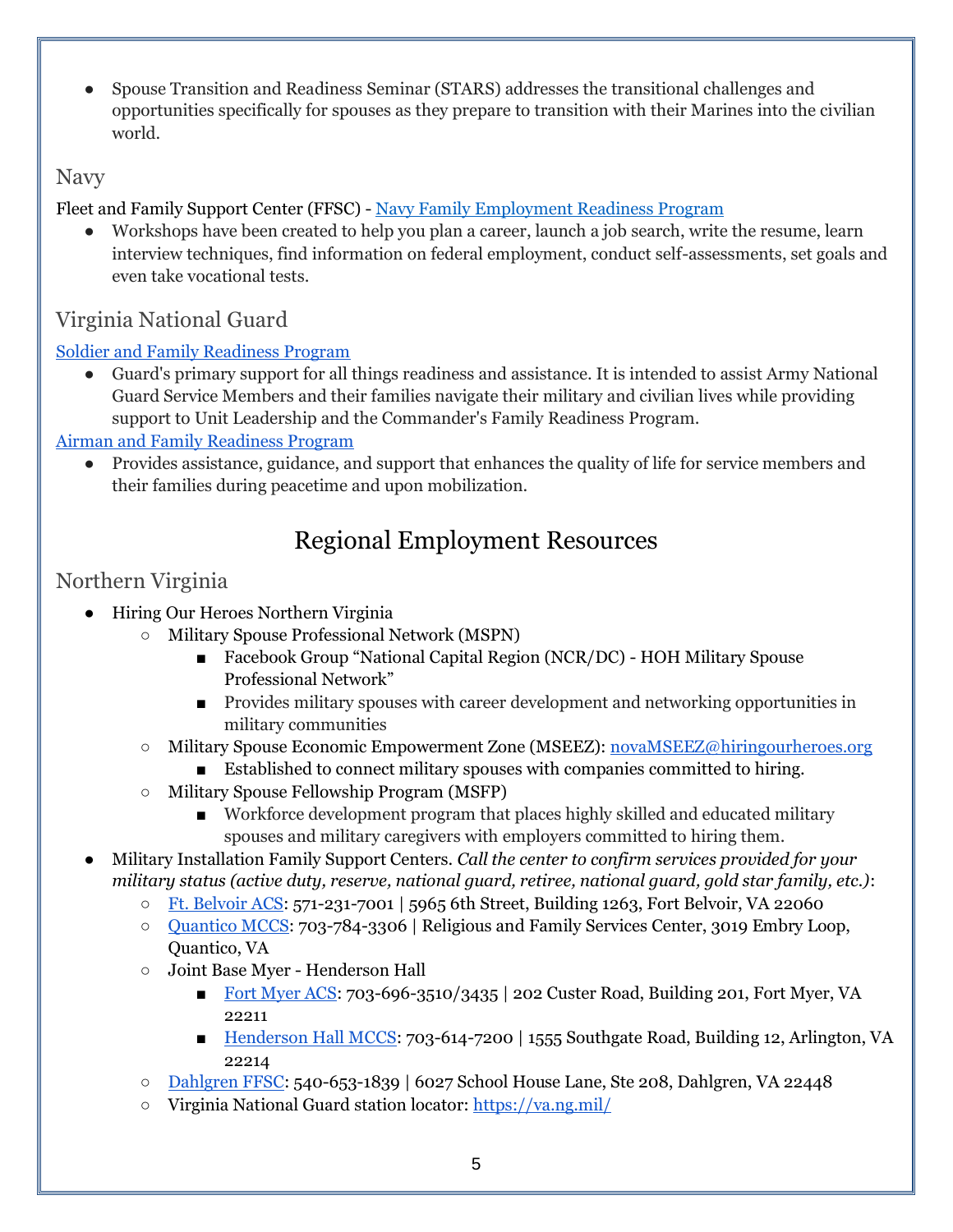- Spouse Transition and Readiness Seminar (STARS) addresses the transitional challenges and opportunities specifically for spouses as they prepare to transition with their Marines into the civilian world.

### Navy

Fleet and Family Support Center (FFSC) - Navy Family Employment Readiness Program

- Workshops have been created to help you plan a career, launch a job search, write the resume, learn interview techniques, find information on federal employment, conduct self-assessments, set goals and even take vocational tests.

### Virginia National Guard

Soldier and Family Readiness Program

- Guard's primary support for all things readiness and assistance. It is intended to assist Army National Guard Service Members and their families navigate their military and civilian lives while providing support to Unit Leadership and the Commander's Family Readiness Program.

Airman and Family Readiness Program

- Provides assistance, guidance, and support that enhances the quality of life for service members and their families during peacetime and upon mobilization.

## Regional Employment Resources

### Northern Virginia

- Hiring Our Heroes Northern Virginia
  - Military Spouse Professional Network (MSPN)
    - Facebook Group "National Capital Region (NCR/DC) - HOH Military Spouse Professional Network"
    - Provides military spouses with career development and networking opportunities in military communities
  - Military Spouse Economic Empowerment Zone (MSEEZ): novaMSEEZ@hiringourheroes.org
    - Established to connect military spouses with companies committed to hiring.
  - Military Spouse Fellowship Program (MSFP)
    - Workforce development program that places highly skilled and educated military spouses and military caregivers with employers committed to hiring them.
- Military Installation Family Support Centers. *Call the center to confirm services provided for your military status (active duty, reserve, national guard, retiree, national guard, gold star family, etc.)*:
  - Ft. Belvoir ACS: 571-231-7001 | 5965 6th Street, Building 1263, Fort Belvoir, VA 22060
  - Quantico MCCS: 703-784-3306 | Religious and Family Services Center, 3019 Embry Loop, Quantico, VA
  - Joint Base Myer - Henderson Hall
    - Fort Myer ACS: 703-696-3510/3435 | 202 Custer Road, Building 201, Fort Myer, VA 22211
    - Henderson Hall MCCS: 703-614-7200 | 1555 Southgate Road, Building 12, Arlington, VA 22214
  - Dahlgren FFSC: 540-653-1839 | 6027 School House Lane, Ste 208, Dahlgren, VA 22448
  - Virginia National Guard station locator: https://va.ng.mil/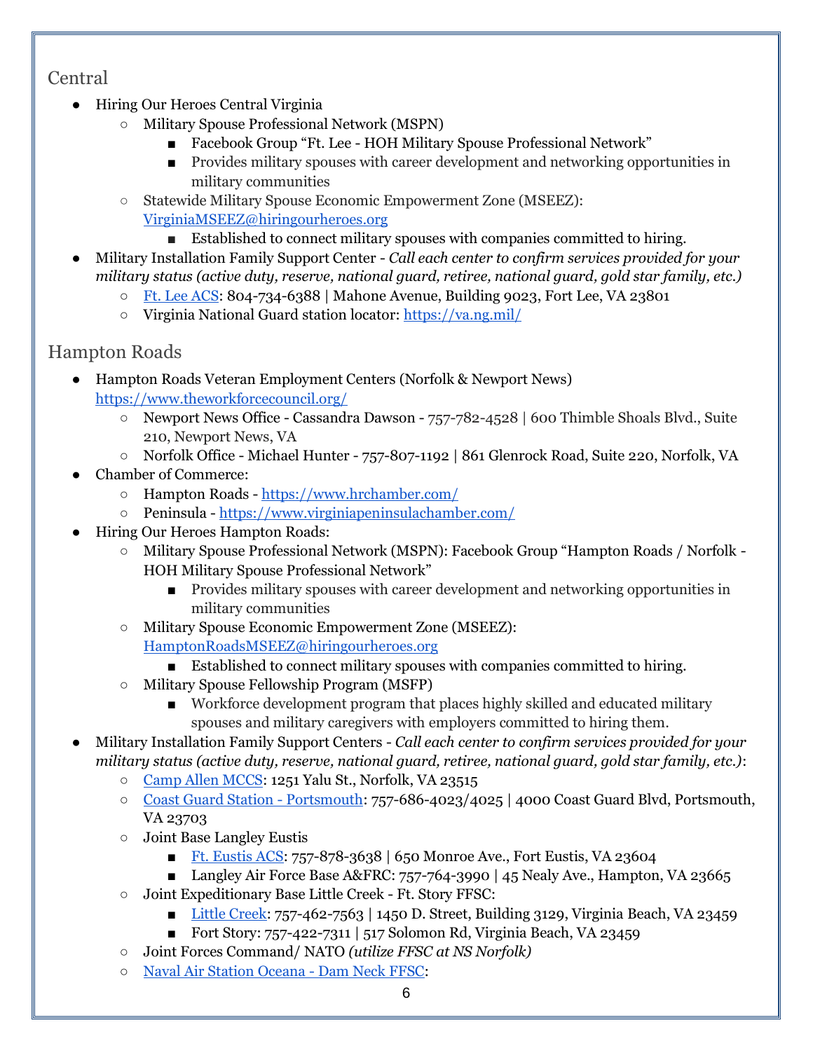## Central

- Hiring Our Heroes Central Virginia
    - Military Spouse Professional Network (MSPN)
        - Facebook Group "Ft. Lee - HOH Military Spouse Professional Network"
        - Provides military spouses with career development and networking opportunities in military communities
    - Statewide Military Spouse Economic Empowerment Zone (MSEEZ): VirginiaMSEEZ@hiringourheroes.org
        - Established to connect military spouses with companies committed to hiring.
- Military Installation Family Support Center - *Call each center to confirm services provided for your military status (active duty, reserve, national guard, retiree, national guard, gold star family, etc.)*
    - Ft. Lee ACS: 804-734-6388 | Mahone Avenue, Building 9023, Fort Lee, VA 23801
    - Virginia National Guard station locator: https://va.ng.mil/

## Hampton Roads

- Hampton Roads Veteran Employment Centers (Norfolk & Newport News) https://www.theworkforcecouncil.org/
    - Newport News Office - Cassandra Dawson - 757-782-4528 | 600 Thimble Shoals Blvd., Suite 210, Newport News, VA
    - Norfolk Office - Michael Hunter - 757-807-1192 | 861 Glenrock Road, Suite 220, Norfolk, VA
- Chamber of Commerce:
    - Hampton Roads - https://www.hrchamber.com/
    - Peninsula - https://www.virginiapeninsulachamber.com/
- Hiring Our Heroes Hampton Roads:
    - Military Spouse Professional Network (MSPN): Facebook Group "Hampton Roads / Norfolk - HOH Military Spouse Professional Network"
        - Provides military spouses with career development and networking opportunities in military communities
    - Military Spouse Economic Empowerment Zone (MSEEZ): HamptonRoadsMSEEZ@hiringourheroes.org
        - Established to connect military spouses with companies committed to hiring.
    - Military Spouse Fellowship Program (MSFP)
        - Workforce development program that places highly skilled and educated military spouses and military caregivers with employers committed to hiring them.
- Military Installation Family Support Centers - *Call each center to confirm services provided for your military status (active duty, reserve, national guard, retiree, national guard, gold star family, etc.)*:
    - Camp Allen MCCS: 1251 Yalu St., Norfolk, VA 23515
    - Coast Guard Station - Portsmouth: 757-686-4023/4025 | 4000 Coast Guard Blvd, Portsmouth, VA 23703
    - Joint Base Langley Eustis
        - Ft. Eustis ACS: 757-878-3638 | 650 Monroe Ave., Fort Eustis, VA 23604
        - Langley Air Force Base A&FRC: 757-764-3990 | 45 Nealy Ave., Hampton, VA 23665
    - Joint Expeditionary Base Little Creek - Ft. Story FFSC:
        - Little Creek: 757-462-7563 | 1450 D. Street, Building 3129, Virginia Beach, VA 23459
        - Fort Story: 757-422-7311 | 517 Solomon Rd, Virginia Beach, VA 23459
    - Joint Forces Command/ NATO *(utilize FFSC at NS Norfolk)*
    - Naval Air Station Oceana - Dam Neck FFSC: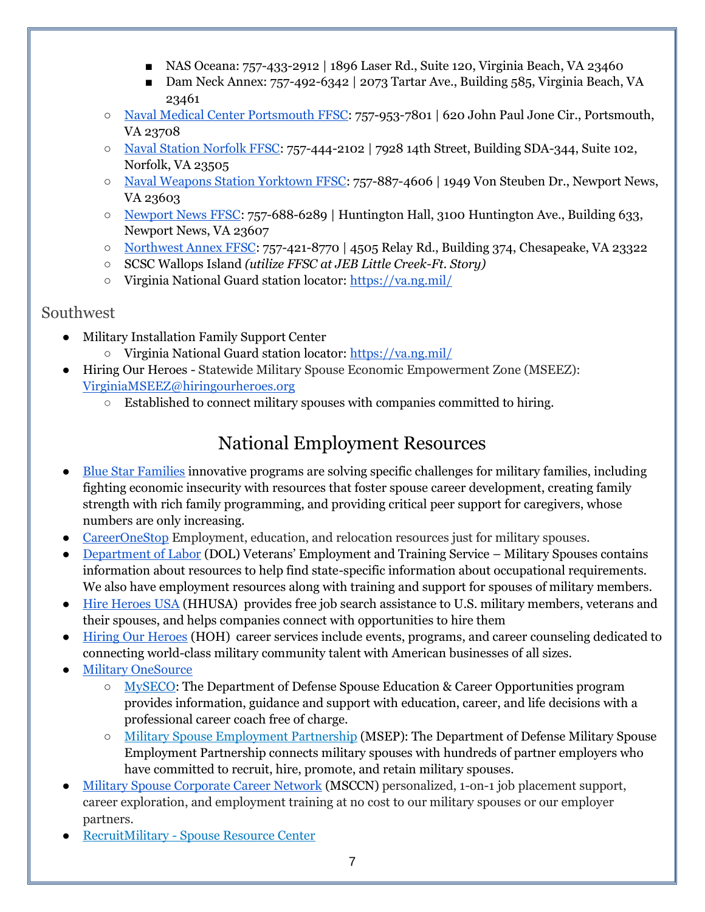- NAS Oceana: 757-433-2912 | 1896 Laser Rd., Suite 120, Virginia Beach, VA 23460
        - Dam Neck Annex: 757-492-6342 | 2073 Tartar Ave., Building 585, Virginia Beach, VA 23461
    - Naval Medical Center Portsmouth FFSC: 757-953-7801 | 620 John Paul Jone Cir., Portsmouth, VA 23708
    - Naval Station Norfolk FFSC: 757-444-2102 | 7928 14th Street, Building SDA-344, Suite 102, Norfolk, VA 23505
    - Naval Weapons Station Yorktown FFSC: 757-887-4606 | 1949 Von Steuben Dr., Newport News, VA 23603
    - Newport News FFSC: 757-688-6289 | Huntington Hall, 3100 Huntington Ave., Building 633, Newport News, VA 23607
    - Northwest Annex FFSC: 757-421-8770 | 4505 Relay Rd., Building 374, Chesapeake, VA 23322
    - SCSC Wallops Island *(utilize FFSC at JEB Little Creek-Ft. Story)*
    - Virginia National Guard station locator: https://va.ng.mil/

## Southwest

- Military Installation Family Support Center
    - Virginia National Guard station locator: https://va.ng.mil/
- Hiring Our Heroes - Statewide Military Spouse Economic Empowerment Zone (MSEEZ): VirginiaMSEEZ@hiringourheroes.org
    - Established to connect military spouses with companies committed to hiring.

# National Employment Resources

- Blue Star Families innovative programs are solving specific challenges for military families, including fighting economic insecurity with resources that foster spouse career development, creating family strength with rich family programming, and providing critical peer support for caregivers, whose numbers are only increasing.
- CareerOneStop Employment, education, and relocation resources just for military spouses.
- Department of Labor (DOL) Veterans' Employment and Training Service – Military Spouses contains information about resources to help find state-specific information about occupational requirements. We also have employment resources along with training and support for spouses of military members.
- Hire Heroes USA (HHUSA) provides free job search assistance to U.S. military members, veterans and their spouses, and helps companies connect with opportunities to hire them
- Hiring Our Heroes (HOH) career services include events, programs, and career counseling dedicated to connecting world-class military community talent with American businesses of all sizes.
- Military OneSource
    - MySECO: The Department of Defense Spouse Education & Career Opportunities program provides information, guidance and support with education, career, and life decisions with a professional career coach free of charge.
    - Military Spouse Employment Partnership (MSEP): The Department of Defense Military Spouse Employment Partnership connects military spouses with hundreds of partner employers who have committed to recruit, hire, promote, and retain military spouses.
- Military Spouse Corporate Career Network (MSCCN) personalized, 1-on-1 job placement support, career exploration, and employment training at no cost to our military spouses or our employer partners.
- RecruitMilitary - Spouse Resource Center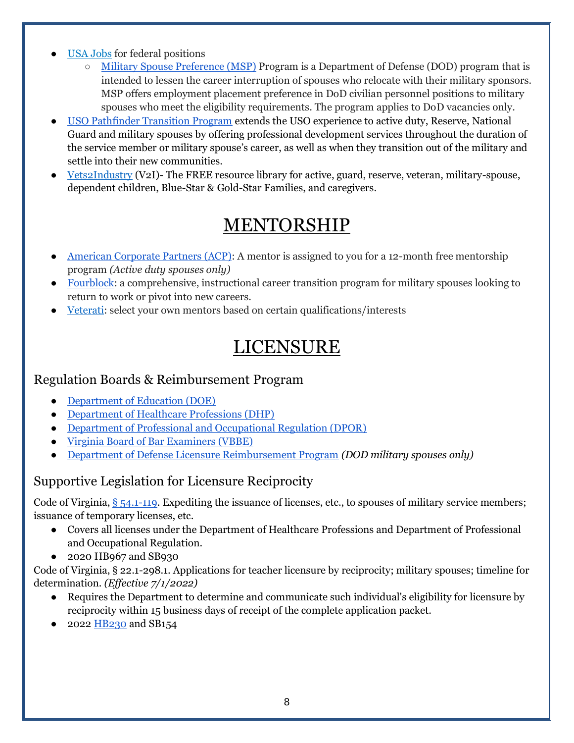- USA Jobs for federal positions
  - Military Spouse Preference (MSP) Program is a Department of Defense (DOD) program that is intended to lessen the career interruption of spouses who relocate with their military sponsors. MSP offers employment placement preference in DoD civilian personnel positions to military spouses who meet the eligibility requirements. The program applies to DoD vacancies only.
- USO Pathfinder Transition Program extends the USO experience to active duty, Reserve, National Guard and military spouses by offering professional development services throughout the duration of the service member or military spouse's career, as well as when they transition out of the military and settle into their new communities.
- Vets2Industry (V2I)- The FREE resource library for active, guard, reserve, veteran, military-spouse, dependent children, Blue-Star & Gold-Star Families, and caregivers.

# MENTORSHIP

- American Corporate Partners (ACP): A mentor is assigned to you for a 12-month free mentorship program *(Active duty spouses only)*
- Fourblock: a comprehensive, instructional career transition program for military spouses looking to return to work or pivot into new careers.
- Veterati: select your own mentors based on certain qualifications/interests

# LICENSURE

## Regulation Boards & Reimbursement Program

- Department of Education (DOE)
- Department of Healthcare Professions (DHP)
- Department of Professional and Occupational Regulation (DPOR)
- Virginia Board of Bar Examiners (VBBE)
- Department of Defense Licensure Reimbursement Program *(DOD military spouses only)*

## Supportive Legislation for Licensure Reciprocity

Code of Virginia, § 54.1-119. Expediting the issuance of licenses, etc., to spouses of military service members; issuance of temporary licenses, etc.

- Covers all licenses under the Department of Healthcare Professions and Department of Professional and Occupational Regulation.
- 2020 HB967 and SB930

Code of Virginia, § 22.1-298.1. Applications for teacher licensure by reciprocity; military spouses; timeline for determination. *(Effective 7/1/2022)*

- Requires the Department to determine and communicate such individual's eligibility for licensure by reciprocity within 15 business days of receipt of the complete application packet.
- 2022 HB230 and SB154